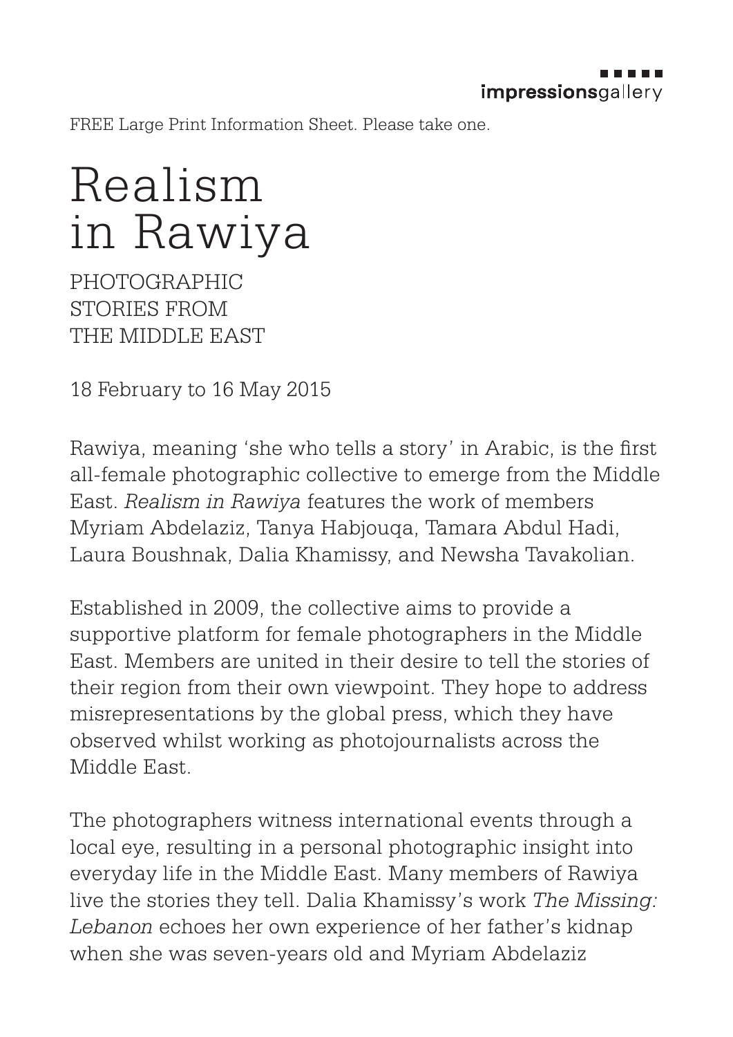impressionsgallery

FREE Large Print Information Sheet. Please take one.

# Realism in Rawiya

## PHOTOGRAPHIC STORIES FROM THE MIDDLE EAST

18 February to 16 May 2015

Rawiya, meaning 'she who tells a story' in Arabic, is the first all-female photographic collective to emerge from the Middle East. *Realism in Rawiya* features the work of members Myriam Abdelaziz, Tanya Habjouqa, Tamara Abdul Hadi, Laura Boushnak, Dalia Khamissy, and Newsha Tavakolian.

Established in 2009, the collective aims to provide a supportive platform for female photographers in the Middle East. Members are united in their desire to tell the stories of their region from their own viewpoint. They hope to address misrepresentations by the global press, which they have observed whilst working as photojournalists across the Middle East.

The photographers witness international events through a local eye, resulting in a personal photographic insight into everyday life in the Middle East. Many members of Rawiya live the stories they tell. Dalia Khamissy's work *The Missing: Lebanon* echoes her own experience of her father's kidnap when she was seven-years old and Myriam Abdelaziz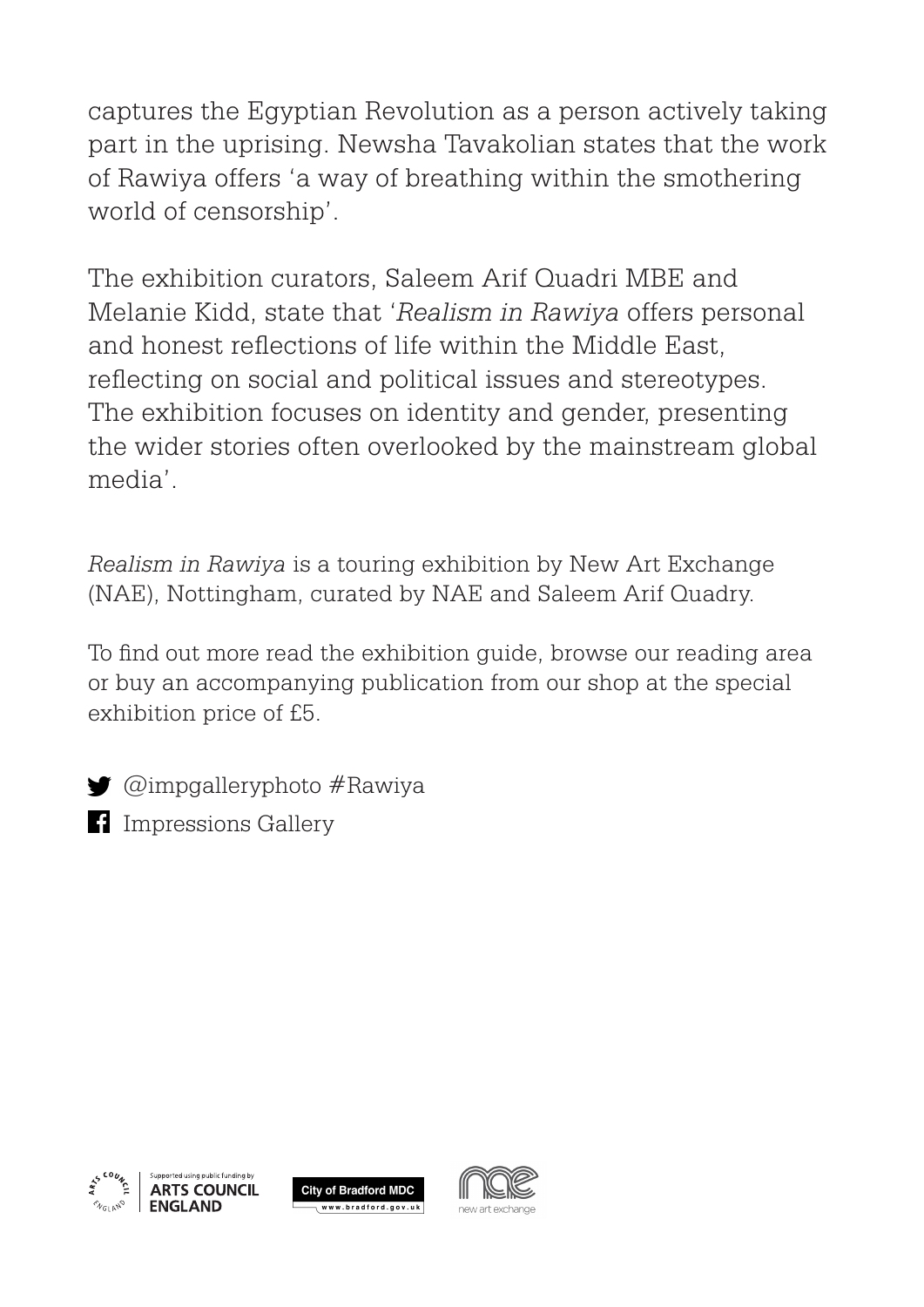captures the Egyptian Revolution as a person actively taking part in the uprising. Newsha Tavakolian states that the work of Rawiya offers 'a way of breathing within the smothering world of censorship'.

The exhibition curators, Saleem Arif Quadri MBE and Melanie Kidd, state that '*Realism in Rawiya* offers personal and honest reflections of life within the Middle East, reflecting on social and political issues and stereotypes. The exhibition focuses on identity and gender, presenting the wider stories often overlooked by the mainstream global media'.

*Realism in Rawiya* is a touring exhibition by New Art Exchange (NAE), Nottingham, curated by NAE and Saleem Arif Quadry.

To find out more read the exhibition guide, browse our reading area or buy an accompanying publication from our shop at the special exhibition price of £5.

@impgalleryphoto #Rawiya

Impressions Gallery

Supported using public funding by ARTS COUNCIL ENGLAND

City of Bradford MDC www.bradford.gov.uk

new art exchange